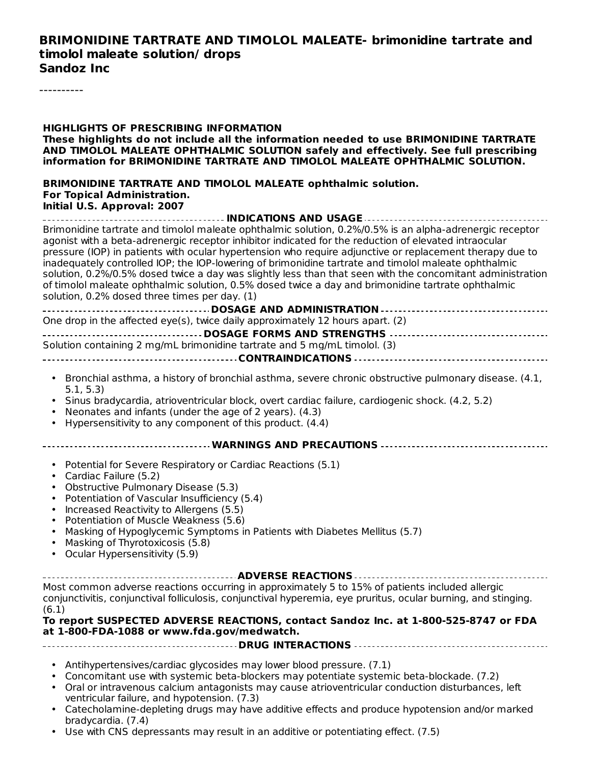# BRIMONIDINE TARTRATE AND TIMOLOL MALEATE- brimonidine tartrate and timolol maleate solution/ drops
**Sandoz Inc**

----------

**HIGHLIGHTS OF PRESCRIBING INFORMATION**
**These highlights do not include all the information needed to use BRIMONIDINE TARTRATE AND TIMOLOL MALEATE OPHTHALMIC SOLUTION safely and effectively. See full prescribing information for BRIMONIDINE TARTRATE AND TIMOLOL MALEATE OPHTHALMIC SOLUTION.**

**BRIMONIDINE TARTRATE AND TIMOLOL MALEATE ophthalmic solution.**
**For Topical Administration.**
**Initial U.S. Approval: 2007**

## INDICATIONS AND USAGE

Brimonidine tartrate and timolol maleate ophthalmic solution, 0.2%/0.5% is an alpha-adrenergic receptor agonist with a beta-adrenergic receptor inhibitor indicated for the reduction of elevated intraocular pressure (IOP) in patients with ocular hypertension who require adjunctive or replacement therapy due to inadequately controlled IOP; the IOP-lowering of brimonidine tartrate and timolol maleate ophthalmic solution, 0.2%/0.5% dosed twice a day was slightly less than that seen with the concomitant administration of timolol maleate ophthalmic solution, 0.5% dosed twice a day and brimonidine tartrate ophthalmic solution, 0.2% dosed three times per day. (1)

## DOSAGE AND ADMINISTRATION

One drop in the affected eye(s), twice daily approximately 12 hours apart. (2)

## DOSAGE FORMS AND STRENGTHS

Solution containing 2 mg/mL brimonidine tartrate and 5 mg/mL timolol. (3)

## CONTRAINDICATIONS

- Bronchial asthma, a history of bronchial asthma, severe chronic obstructive pulmonary disease. (4.1, 5.1, 5.3)
- Sinus bradycardia, atrioventricular block, overt cardiac failure, cardiogenic shock. (4.2, 5.2)
- Neonates and infants (under the age of 2 years). (4.3)
- Hypersensitivity to any component of this product. (4.4)

## WARNINGS AND PRECAUTIONS

- Potential for Severe Respiratory or Cardiac Reactions (5.1)
- Cardiac Failure (5.2)
- Obstructive Pulmonary Disease (5.3)
- Potentiation of Vascular Insufficiency (5.4)
- Increased Reactivity to Allergens (5.5)
- Potentiation of Muscle Weakness (5.6)
- Masking of Hypoglycemic Symptoms in Patients with Diabetes Mellitus (5.7)
- Masking of Thyrotoxicosis (5.8)
- Ocular Hypersensitivity (5.9)

## ADVERSE REACTIONS

Most common adverse reactions occurring in approximately 5 to 15% of patients included allergic conjunctivitis, conjunctival folliculosis, conjunctival hyperemia, eye pruritus, ocular burning, and stinging. (6.1)

**To report SUSPECTED ADVERSE REACTIONS, contact Sandoz Inc. at 1-800-525-8747 or FDA at 1-800-FDA-1088 or www.fda.gov/medwatch.**

## DRUG INTERACTIONS

- Antihypertensives/cardiac glycosides may lower blood pressure. (7.1)
- Concomitant use with systemic beta-blockers may potentiate systemic beta-blockade. (7.2)
- Oral or intravenous calcium antagonists may cause atrioventricular conduction disturbances, left ventricular failure, and hypotension. (7.3)
- Catecholamine-depleting drugs may have additive effects and produce hypotension and/or marked bradycardia. (7.4)
- Use with CNS depressants may result in an additive or potentiating effect. (7.5)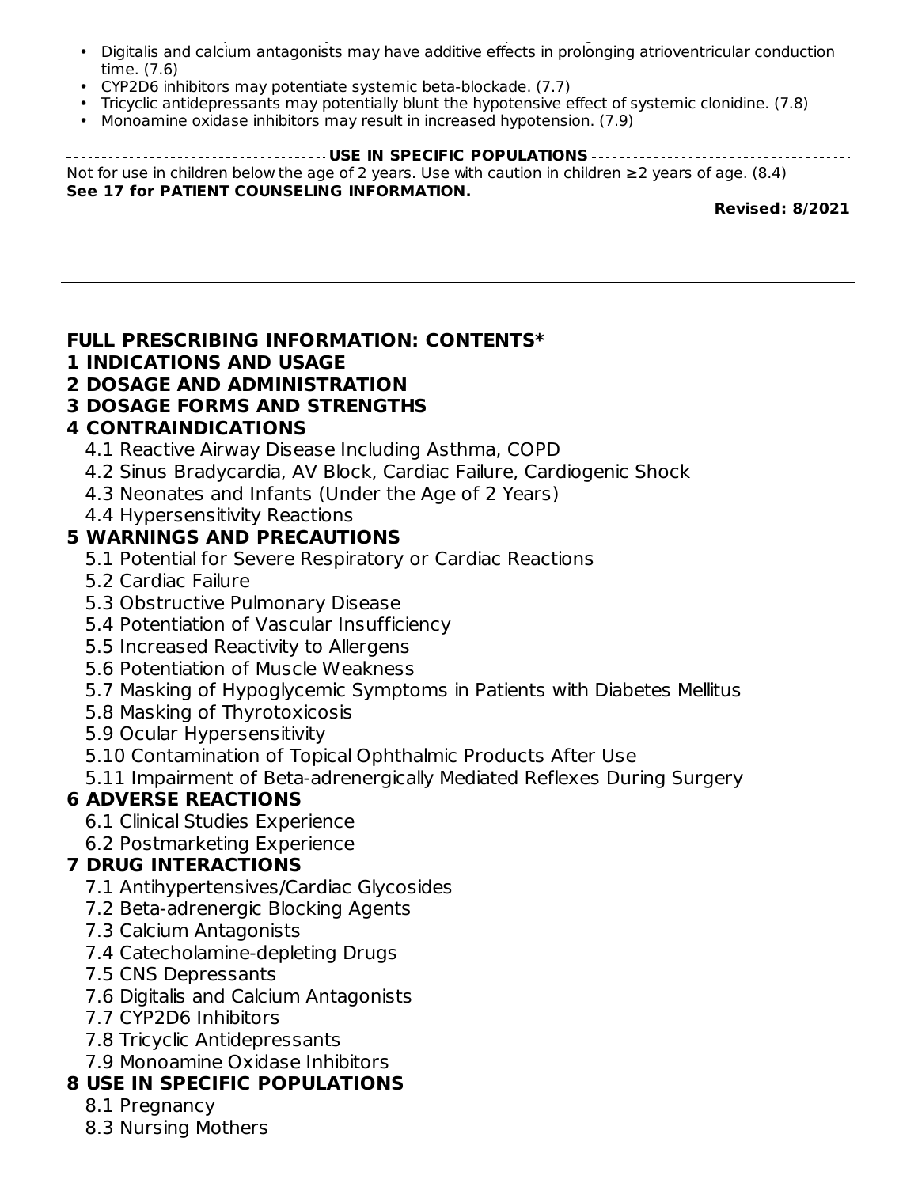- Digitalis and calcium antagonists may have additive effects in prolonging atrioventricular conduction time. (7.6)
- CYP2D6 inhibitors may potentiate systemic beta-blockade. (7.7)
- Tricyclic antidepressants may potentially blunt the hypotensive effect of systemic clonidine. (7.8)
- Monoamine oxidase inhibitors may result in increased hypotension. (7.9)

**USE IN SPECIFIC POPULATIONS**

Not for use in children below the age of 2 years. Use with caution in children ≥2 years of age. (8.4)

**See 17 for PATIENT COUNSELING INFORMATION.**

**Revised: 8/2021**

---

## FULL PRESCRIBING INFORMATION: CONTENTS*

**1 INDICATIONS AND USAGE**

**2 DOSAGE AND ADMINISTRATION**

**3 DOSAGE FORMS AND STRENGTHS**

**4 CONTRAINDICATIONS**

- 4.1 Reactive Airway Disease Including Asthma, COPD
- 4.2 Sinus Bradycardia, AV Block, Cardiac Failure, Cardiogenic Shock
- 4.3 Neonates and Infants (Under the Age of 2 Years)
- 4.4 Hypersensitivity Reactions

**5 WARNINGS AND PRECAUTIONS**

- 5.1 Potential for Severe Respiratory or Cardiac Reactions
- 5.2 Cardiac Failure
- 5.3 Obstructive Pulmonary Disease
- 5.4 Potentiation of Vascular Insufficiency
- 5.5 Increased Reactivity to Allergens
- 5.6 Potentiation of Muscle Weakness
- 5.7 Masking of Hypoglycemic Symptoms in Patients with Diabetes Mellitus
- 5.8 Masking of Thyrotoxicosis
- 5.9 Ocular Hypersensitivity
- 5.10 Contamination of Topical Ophthalmic Products After Use
- 5.11 Impairment of Beta-adrenergically Mediated Reflexes During Surgery

**6 ADVERSE REACTIONS**

- 6.1 Clinical Studies Experience
- 6.2 Postmarketing Experience

**7 DRUG INTERACTIONS**

- 7.1 Antihypertensives/Cardiac Glycosides
- 7.2 Beta-adrenergic Blocking Agents
- 7.3 Calcium Antagonists
- 7.4 Catecholamine-depleting Drugs
- 7.5 CNS Depressants
- 7.6 Digitalis and Calcium Antagonists
- 7.7 CYP2D6 Inhibitors
- 7.8 Tricyclic Antidepressants
- 7.9 Monoamine Oxidase Inhibitors

**8 USE IN SPECIFIC POPULATIONS**

- 8.1 Pregnancy
- 8.3 Nursing Mothers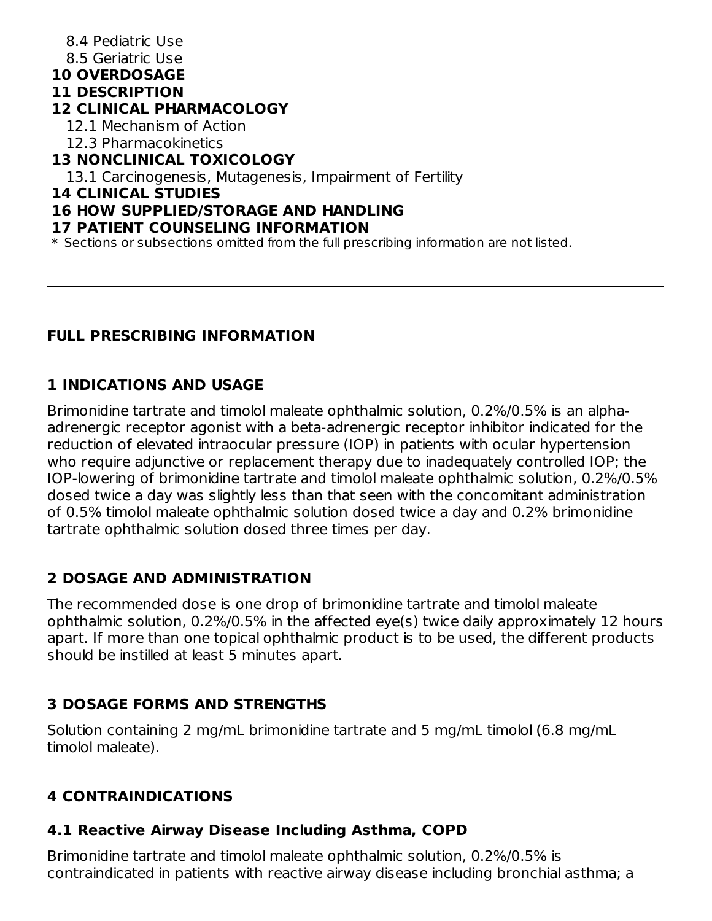8.4 Pediatric Use
8.5 Geriatric Use

**10 OVERDOSAGE**

**11 DESCRIPTION**

**12 CLINICAL PHARMACOLOGY**

12.1 Mechanism of Action
12.3 Pharmacokinetics

**13 NONCLINICAL TOXICOLOGY**

13.1 Carcinogenesis, Mutagenesis, Impairment of Fertility

**14 CLINICAL STUDIES**

**16 HOW SUPPLIED/STORAGE AND HANDLING**

**17 PATIENT COUNSELING INFORMATION**

* Sections or subsections omitted from the full prescribing information are not listed.

---

# FULL PRESCRIBING INFORMATION

## 1 INDICATIONS AND USAGE

Brimonidine tartrate and timolol maleate ophthalmic solution, 0.2%/0.5% is an alpha-adrenergic receptor agonist with a beta-adrenergic receptor inhibitor indicated for the reduction of elevated intraocular pressure (IOP) in patients with ocular hypertension who require adjunctive or replacement therapy due to inadequately controlled IOP; the IOP-lowering of brimonidine tartrate and timolol maleate ophthalmic solution, 0.2%/0.5% dosed twice a day was slightly less than that seen with the concomitant administration of 0.5% timolol maleate ophthalmic solution dosed twice a day and 0.2% brimonidine tartrate ophthalmic solution dosed three times per day.

## 2 DOSAGE AND ADMINISTRATION

The recommended dose is one drop of brimonidine tartrate and timolol maleate ophthalmic solution, 0.2%/0.5% in the affected eye(s) twice daily approximately 12 hours apart. If more than one topical ophthalmic product is to be used, the different products should be instilled at least 5 minutes apart.

## 3 DOSAGE FORMS AND STRENGTHS

Solution containing 2 mg/mL brimonidine tartrate and 5 mg/mL timolol (6.8 mg/mL timolol maleate).

## 4 CONTRAINDICATIONS

### 4.1 Reactive Airway Disease Including Asthma, COPD

Brimonidine tartrate and timolol maleate ophthalmic solution, 0.2%/0.5% is contraindicated in patients with reactive airway disease including bronchial asthma; a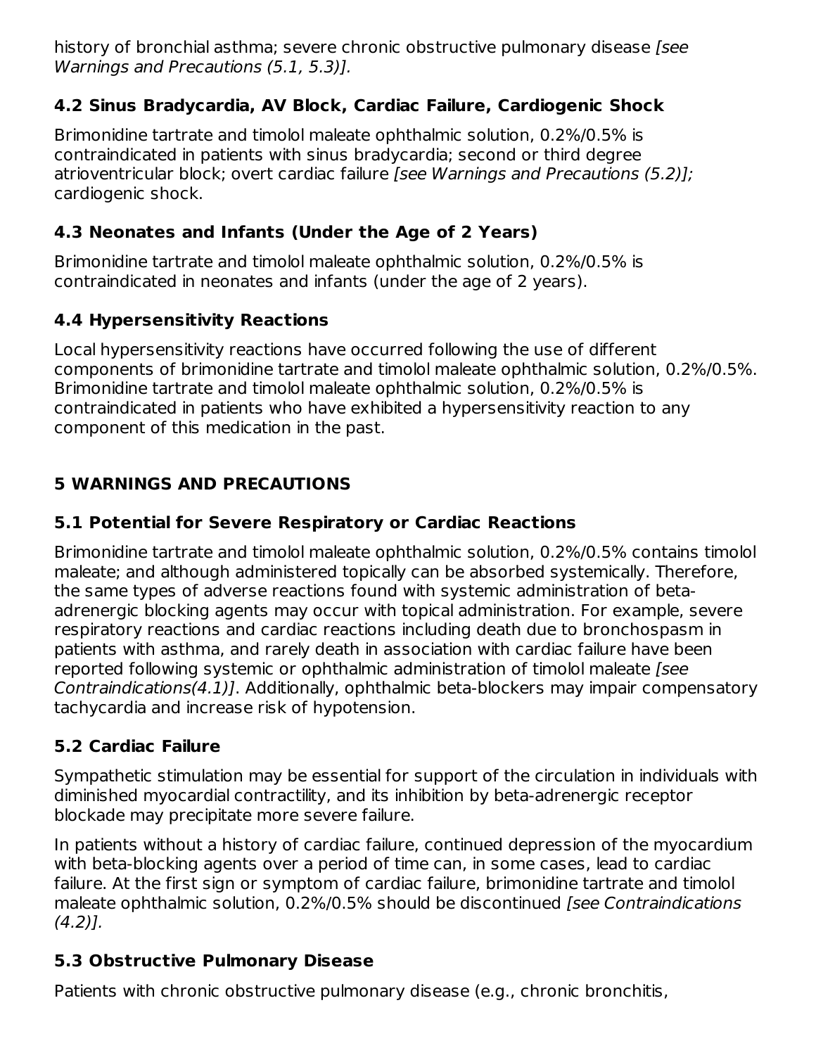history of bronchial asthma; severe chronic obstructive pulmonary disease *[see Warnings and Precautions (5.1, 5.3)].*

### 4.2 Sinus Bradycardia, AV Block, Cardiac Failure, Cardiogenic Shock

Brimonidine tartrate and timolol maleate ophthalmic solution, 0.2%/0.5% is contraindicated in patients with sinus bradycardia; second or third degree atrioventricular block; overt cardiac failure *[see Warnings and Precautions (5.2)];* cardiogenic shock.

### 4.3 Neonates and Infants (Under the Age of 2 Years)

Brimonidine tartrate and timolol maleate ophthalmic solution, 0.2%/0.5% is contraindicated in neonates and infants (under the age of 2 years).

### 4.4 Hypersensitivity Reactions

Local hypersensitivity reactions have occurred following the use of different components of brimonidine tartrate and timolol maleate ophthalmic solution, 0.2%/0.5%. Brimonidine tartrate and timolol maleate ophthalmic solution, 0.2%/0.5% is contraindicated in patients who have exhibited a hypersensitivity reaction to any component of this medication in the past.

## 5 WARNINGS AND PRECAUTIONS

### 5.1 Potential for Severe Respiratory or Cardiac Reactions

Brimonidine tartrate and timolol maleate ophthalmic solution, 0.2%/0.5% contains timolol maleate; and although administered topically can be absorbed systemically. Therefore, the same types of adverse reactions found with systemic administration of beta-adrenergic blocking agents may occur with topical administration. For example, severe respiratory reactions and cardiac reactions including death due to bronchospasm in patients with asthma, and rarely death in association with cardiac failure have been reported following systemic or ophthalmic administration of timolol maleate *[see Contraindications(4.1)]*. Additionally, ophthalmic beta-blockers may impair compensatory tachycardia and increase risk of hypotension.

### 5.2 Cardiac Failure

Sympathetic stimulation may be essential for support of the circulation in individuals with diminished myocardial contractility, and its inhibition by beta-adrenergic receptor blockade may precipitate more severe failure.

In patients without a history of cardiac failure, continued depression of the myocardium with beta-blocking agents over a period of time can, in some cases, lead to cardiac failure. At the first sign or symptom of cardiac failure, brimonidine tartrate and timolol maleate ophthalmic solution, 0.2%/0.5% should be discontinued *[see Contraindications (4.2)].*

### 5.3 Obstructive Pulmonary Disease

Patients with chronic obstructive pulmonary disease (e.g., chronic bronchitis,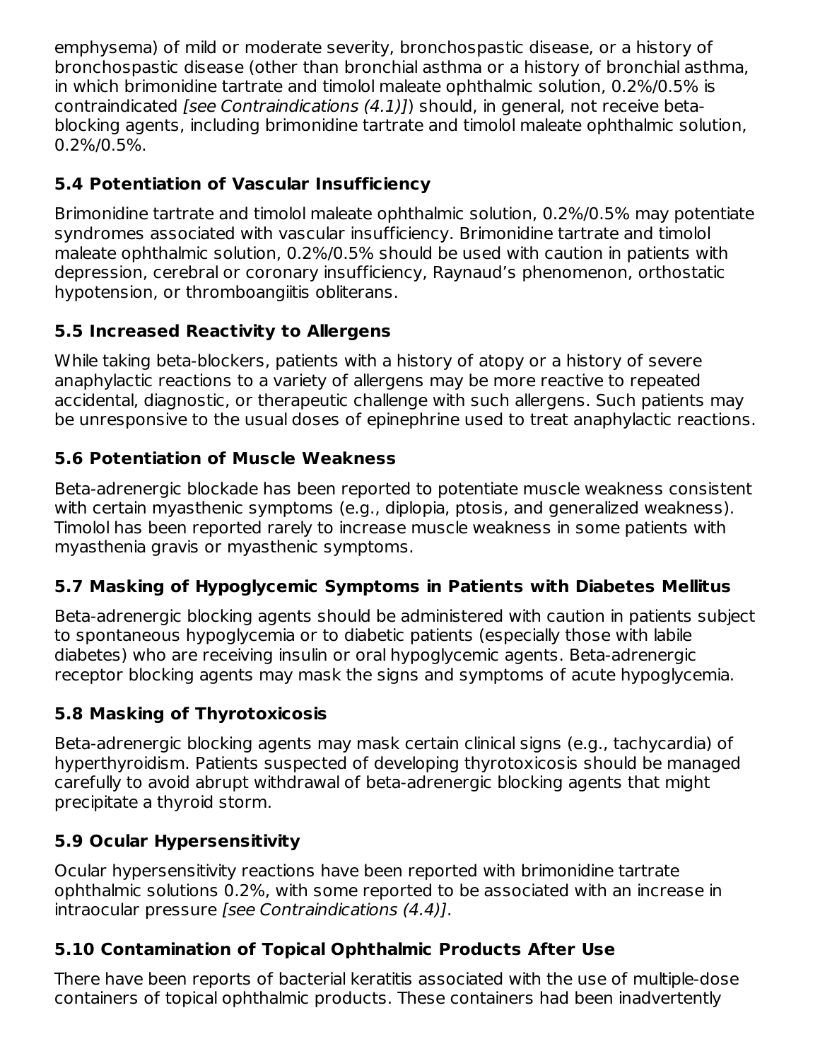emphysema) of mild or moderate severity, bronchospastic disease, or a history of bronchospastic disease (other than bronchial asthma or a history of bronchial asthma, in which brimonidine tartrate and timolol maleate ophthalmic solution, 0.2%/0.5% is contraindicated *[see Contraindications (4.1)]*) should, in general, not receive beta-blocking agents, including brimonidine tartrate and timolol maleate ophthalmic solution, 0.2%/0.5%.

### 5.4 Potentiation of Vascular Insufficiency

Brimonidine tartrate and timolol maleate ophthalmic solution, 0.2%/0.5% may potentiate syndromes associated with vascular insufficiency. Brimonidine tartrate and timolol maleate ophthalmic solution, 0.2%/0.5% should be used with caution in patients with depression, cerebral or coronary insufficiency, Raynaud's phenomenon, orthostatic hypotension, or thromboangiitis obliterans.

### 5.5 Increased Reactivity to Allergens

While taking beta-blockers, patients with a history of atopy or a history of severe anaphylactic reactions to a variety of allergens may be more reactive to repeated accidental, diagnostic, or therapeutic challenge with such allergens. Such patients may be unresponsive to the usual doses of epinephrine used to treat anaphylactic reactions.

### 5.6 Potentiation of Muscle Weakness

Beta-adrenergic blockade has been reported to potentiate muscle weakness consistent with certain myasthenic symptoms (e.g., diplopia, ptosis, and generalized weakness). Timolol has been reported rarely to increase muscle weakness in some patients with myasthenia gravis or myasthenic symptoms.

### 5.7 Masking of Hypoglycemic Symptoms in Patients with Diabetes Mellitus

Beta-adrenergic blocking agents should be administered with caution in patients subject to spontaneous hypoglycemia or to diabetic patients (especially those with labile diabetes) who are receiving insulin or oral hypoglycemic agents. Beta-adrenergic receptor blocking agents may mask the signs and symptoms of acute hypoglycemia.

### 5.8 Masking of Thyrotoxicosis

Beta-adrenergic blocking agents may mask certain clinical signs (e.g., tachycardia) of hyperthyroidism. Patients suspected of developing thyrotoxicosis should be managed carefully to avoid abrupt withdrawal of beta-adrenergic blocking agents that might precipitate a thyroid storm.

### 5.9 Ocular Hypersensitivity

Ocular hypersensitivity reactions have been reported with brimonidine tartrate ophthalmic solutions 0.2%, with some reported to be associated with an increase in intraocular pressure *[see Contraindications (4.4)]*.

### 5.10 Contamination of Topical Ophthalmic Products After Use

There have been reports of bacterial keratitis associated with the use of multiple-dose containers of topical ophthalmic products. These containers had been inadvertently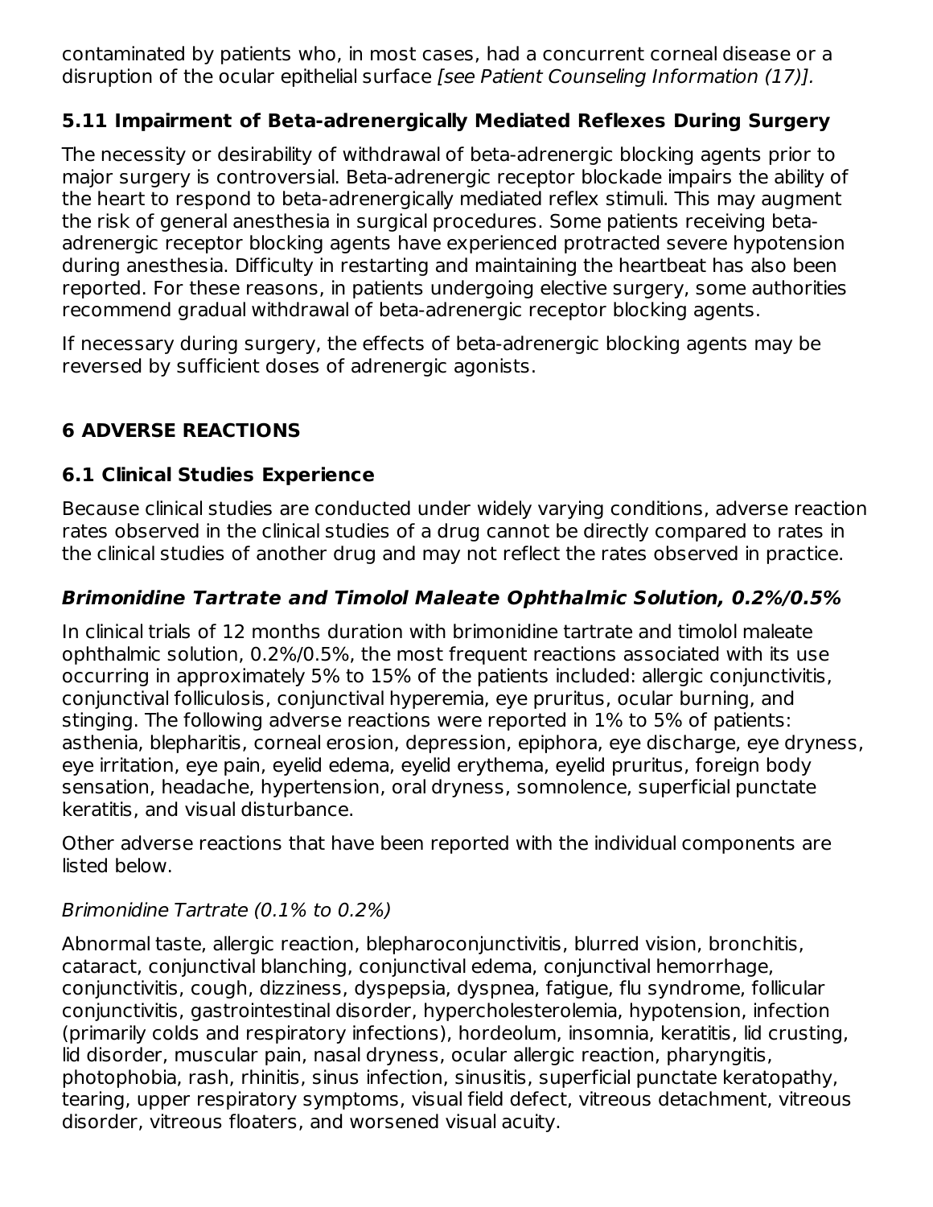contaminated by patients who, in most cases, had a concurrent corneal disease or a disruption of the ocular epithelial surface *[see Patient Counseling Information (17)].*

### 5.11 Impairment of Beta-adrenergically Mediated Reflexes During Surgery

The necessity or desirability of withdrawal of beta-adrenergic blocking agents prior to major surgery is controversial. Beta-adrenergic receptor blockade impairs the ability of the heart to respond to beta-adrenergically mediated reflex stimuli. This may augment the risk of general anesthesia in surgical procedures. Some patients receiving beta-adrenergic receptor blocking agents have experienced protracted severe hypotension during anesthesia. Difficulty in restarting and maintaining the heartbeat has also been reported. For these reasons, in patients undergoing elective surgery, some authorities recommend gradual withdrawal of beta-adrenergic receptor blocking agents.

If necessary during surgery, the effects of beta-adrenergic blocking agents may be reversed by sufficient doses of adrenergic agonists.

## 6 ADVERSE REACTIONS

### 6.1 Clinical Studies Experience

Because clinical studies are conducted under widely varying conditions, adverse reaction rates observed in the clinical studies of a drug cannot be directly compared to rates in the clinical studies of another drug and may not reflect the rates observed in practice.

#### *Brimonidine Tartrate and Timolol Maleate Ophthalmic Solution, 0.2%/0.5%*

In clinical trials of 12 months duration with brimonidine tartrate and timolol maleate ophthalmic solution, 0.2%/0.5%, the most frequent reactions associated with its use occurring in approximately 5% to 15% of the patients included: allergic conjunctivitis, conjunctival folliculosis, conjunctival hyperemia, eye pruritus, ocular burning, and stinging. The following adverse reactions were reported in 1% to 5% of patients: asthenia, blepharitis, corneal erosion, depression, epiphora, eye discharge, eye dryness, eye irritation, eye pain, eyelid edema, eyelid erythema, eyelid pruritus, foreign body sensation, headache, hypertension, oral dryness, somnolence, superficial punctate keratitis, and visual disturbance.

Other adverse reactions that have been reported with the individual components are listed below.

*Brimonidine Tartrate (0.1% to 0.2%)*

Abnormal taste, allergic reaction, blepharoconjunctivitis, blurred vision, bronchitis, cataract, conjunctival blanching, conjunctival edema, conjunctival hemorrhage, conjunctivitis, cough, dizziness, dyspepsia, dyspnea, fatigue, flu syndrome, follicular conjunctivitis, gastrointestinal disorder, hypercholesterolemia, hypotension, infection (primarily colds and respiratory infections), hordeolum, insomnia, keratitis, lid crusting, lid disorder, muscular pain, nasal dryness, ocular allergic reaction, pharyngitis, photophobia, rash, rhinitis, sinus infection, sinusitis, superficial punctate keratopathy, tearing, upper respiratory symptoms, visual field defect, vitreous detachment, vitreous disorder, vitreous floaters, and worsened visual acuity.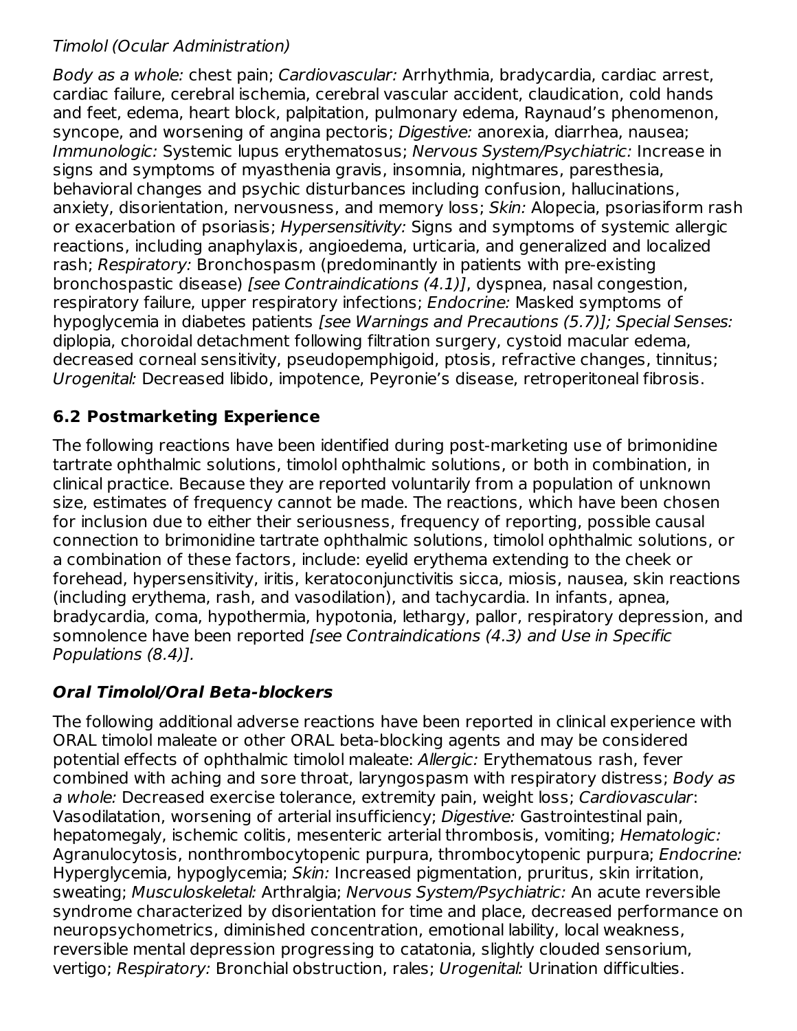*Timolol (Ocular Administration)*

*Body as a whole:* chest pain; *Cardiovascular:* Arrhythmia, bradycardia, cardiac arrest, cardiac failure, cerebral ischemia, cerebral vascular accident, claudication, cold hands and feet, edema, heart block, palpitation, pulmonary edema, Raynaud's phenomenon, syncope, and worsening of angina pectoris; *Digestive:* anorexia, diarrhea, nausea; *Immunologic:* Systemic lupus erythematosus; *Nervous System/Psychiatric:* Increase in signs and symptoms of myasthenia gravis, insomnia, nightmares, paresthesia, behavioral changes and psychic disturbances including confusion, hallucinations, anxiety, disorientation, nervousness, and memory loss; *Skin:* Alopecia, psoriasiform rash or exacerbation of psoriasis; *Hypersensitivity:* Signs and symptoms of systemic allergic reactions, including anaphylaxis, angioedema, urticaria, and generalized and localized rash; *Respiratory:* Bronchospasm (predominantly in patients with pre-existing bronchospastic disease) *[see Contraindications (4.1)]*, dyspnea, nasal congestion, respiratory failure, upper respiratory infections; *Endocrine:* Masked symptoms of hypoglycemia in diabetes patients *[see Warnings and Precautions (5.7)]; Special Senses:* diplopia, choroidal detachment following filtration surgery, cystoid macular edema, decreased corneal sensitivity, pseudopemphigoid, ptosis, refractive changes, tinnitus; *Urogenital:* Decreased libido, impotence, Peyronie's disease, retroperitoneal fibrosis.

## 6.2 Postmarketing Experience

The following reactions have been identified during post-marketing use of brimonidine tartrate ophthalmic solutions, timolol ophthalmic solutions, or both in combination, in clinical practice. Because they are reported voluntarily from a population of unknown size, estimates of frequency cannot be made. The reactions, which have been chosen for inclusion due to either their seriousness, frequency of reporting, possible causal connection to brimonidine tartrate ophthalmic solutions, timolol ophthalmic solutions, or a combination of these factors, include: eyelid erythema extending to the cheek or forehead, hypersensitivity, iritis, keratoconjunctivitis sicca, miosis, nausea, skin reactions (including erythema, rash, and vasodilation), and tachycardia. In infants, apnea, bradycardia, coma, hypothermia, hypotonia, lethargy, pallor, respiratory depression, and somnolence have been reported *[see Contraindications (4.3) and Use in Specific Populations (8.4)].*

### *Oral Timolol/Oral Beta-blockers*

The following additional adverse reactions have been reported in clinical experience with ORAL timolol maleate or other ORAL beta-blocking agents and may be considered potential effects of ophthalmic timolol maleate: *Allergic:* Erythematous rash, fever combined with aching and sore throat, laryngospasm with respiratory distress; *Body as a whole:* Decreased exercise tolerance, extremity pain, weight loss; *Cardiovascular*: Vasodilatation, worsening of arterial insufficiency; *Digestive:* Gastrointestinal pain, hepatomegaly, ischemic colitis, mesenteric arterial thrombosis, vomiting; *Hematologic:* Agranulocytosis, nonthrombocytopenic purpura, thrombocytopenic purpura; *Endocrine:* Hyperglycemia, hypoglycemia; *Skin:* Increased pigmentation, pruritus, skin irritation, sweating; *Musculoskeletal:* Arthralgia; *Nervous System/Psychiatric:* An acute reversible syndrome characterized by disorientation for time and place, decreased performance on neuropsychometrics, diminished concentration, emotional lability, local weakness, reversible mental depression progressing to catatonia, slightly clouded sensorium, vertigo; *Respiratory:* Bronchial obstruction, rales; *Urogenital:* Urination difficulties.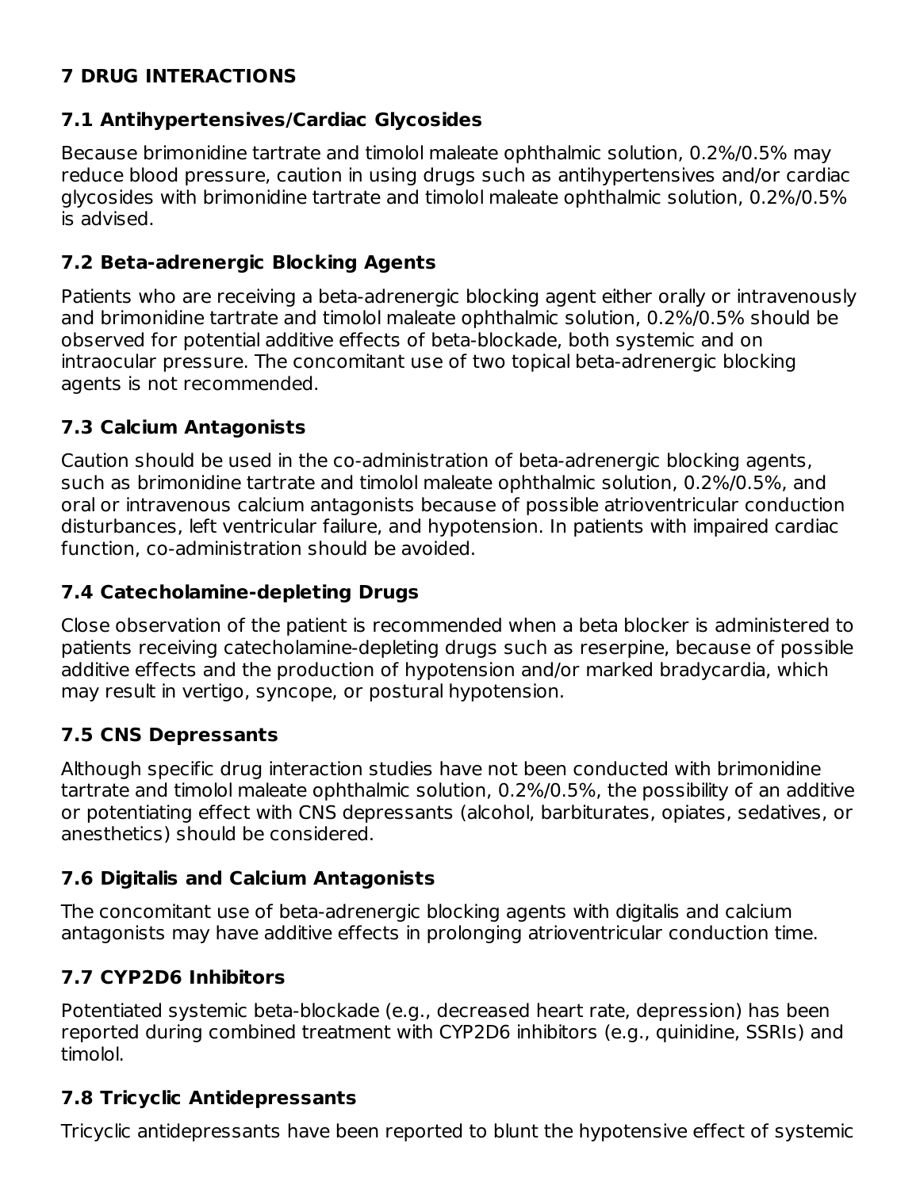## 7 DRUG INTERACTIONS

### 7.1 Antihypertensives/Cardiac Glycosides

Because brimonidine tartrate and timolol maleate ophthalmic solution, 0.2%/0.5% may reduce blood pressure, caution in using drugs such as antihypertensives and/or cardiac glycosides with brimonidine tartrate and timolol maleate ophthalmic solution, 0.2%/0.5% is advised.

### 7.2 Beta-adrenergic Blocking Agents

Patients who are receiving a beta-adrenergic blocking agent either orally or intravenously and brimonidine tartrate and timolol maleate ophthalmic solution, 0.2%/0.5% should be observed for potential additive effects of beta-blockade, both systemic and on intraocular pressure. The concomitant use of two topical beta-adrenergic blocking agents is not recommended.

### 7.3 Calcium Antagonists

Caution should be used in the co-administration of beta-adrenergic blocking agents, such as brimonidine tartrate and timolol maleate ophthalmic solution, 0.2%/0.5%, and oral or intravenous calcium antagonists because of possible atrioventricular conduction disturbances, left ventricular failure, and hypotension. In patients with impaired cardiac function, co-administration should be avoided.

### 7.4 Catecholamine-depleting Drugs

Close observation of the patient is recommended when a beta blocker is administered to patients receiving catecholamine-depleting drugs such as reserpine, because of possible additive effects and the production of hypotension and/or marked bradycardia, which may result in vertigo, syncope, or postural hypotension.

### 7.5 CNS Depressants

Although specific drug interaction studies have not been conducted with brimonidine tartrate and timolol maleate ophthalmic solution, 0.2%/0.5%, the possibility of an additive or potentiating effect with CNS depressants (alcohol, barbiturates, opiates, sedatives, or anesthetics) should be considered.

### 7.6 Digitalis and Calcium Antagonists

The concomitant use of beta-adrenergic blocking agents with digitalis and calcium antagonists may have additive effects in prolonging atrioventricular conduction time.

### 7.7 CYP2D6 Inhibitors

Potentiated systemic beta-blockade (e.g., decreased heart rate, depression) has been reported during combined treatment with CYP2D6 inhibitors (e.g., quinidine, SSRIs) and timolol.

### 7.8 Tricyclic Antidepressants

Tricyclic antidepressants have been reported to blunt the hypotensive effect of systemic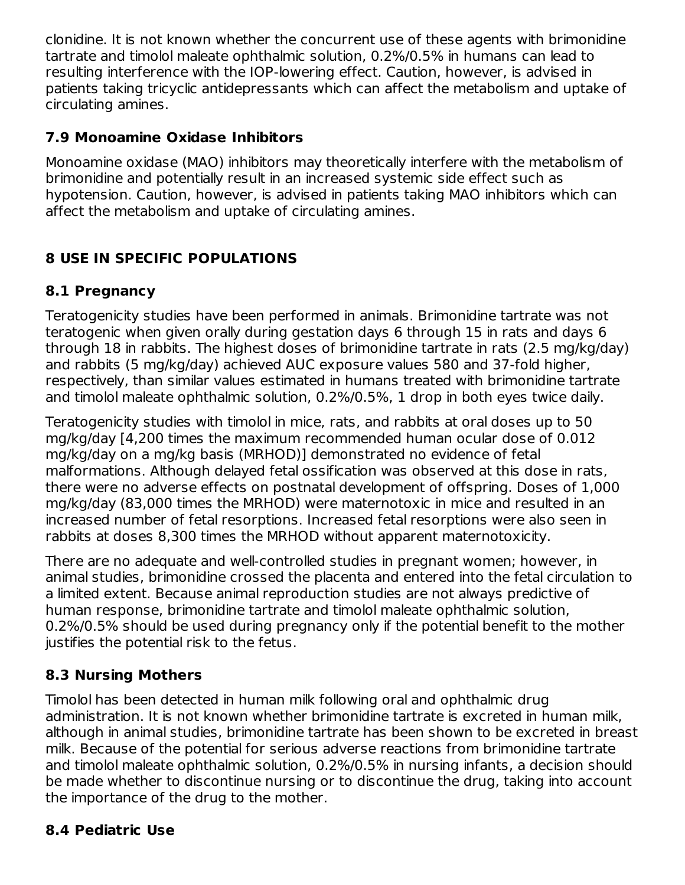clonidine. It is not known whether the concurrent use of these agents with brimonidine tartrate and timolol maleate ophthalmic solution, 0.2%/0.5% in humans can lead to resulting interference with the IOP-lowering effect. Caution, however, is advised in patients taking tricyclic antidepressants which can affect the metabolism and uptake of circulating amines.

### 7.9 Monoamine Oxidase Inhibitors

Monoamine oxidase (MAO) inhibitors may theoretically interfere with the metabolism of brimonidine and potentially result in an increased systemic side effect such as hypotension. Caution, however, is advised in patients taking MAO inhibitors which can affect the metabolism and uptake of circulating amines.

## 8 USE IN SPECIFIC POPULATIONS

### 8.1 Pregnancy

Teratogenicity studies have been performed in animals. Brimonidine tartrate was not teratogenic when given orally during gestation days 6 through 15 in rats and days 6 through 18 in rabbits. The highest doses of brimonidine tartrate in rats (2.5 mg/kg/day) and rabbits (5 mg/kg/day) achieved AUC exposure values 580 and 37-fold higher, respectively, than similar values estimated in humans treated with brimonidine tartrate and timolol maleate ophthalmic solution, 0.2%/0.5%, 1 drop in both eyes twice daily.

Teratogenicity studies with timolol in mice, rats, and rabbits at oral doses up to 50 mg/kg/day [4,200 times the maximum recommended human ocular dose of 0.012 mg/kg/day on a mg/kg basis (MRHOD)] demonstrated no evidence of fetal malformations. Although delayed fetal ossification was observed at this dose in rats, there were no adverse effects on postnatal development of offspring. Doses of 1,000 mg/kg/day (83,000 times the MRHOD) were maternotoxic in mice and resulted in an increased number of fetal resorptions. Increased fetal resorptions were also seen in rabbits at doses 8,300 times the MRHOD without apparent maternotoxicity.

There are no adequate and well-controlled studies in pregnant women; however, in animal studies, brimonidine crossed the placenta and entered into the fetal circulation to a limited extent. Because animal reproduction studies are not always predictive of human response, brimonidine tartrate and timolol maleate ophthalmic solution, 0.2%/0.5% should be used during pregnancy only if the potential benefit to the mother justifies the potential risk to the fetus.

### 8.3 Nursing Mothers

Timolol has been detected in human milk following oral and ophthalmic drug administration. It is not known whether brimonidine tartrate is excreted in human milk, although in animal studies, brimonidine tartrate has been shown to be excreted in breast milk. Because of the potential for serious adverse reactions from brimonidine tartrate and timolol maleate ophthalmic solution, 0.2%/0.5% in nursing infants, a decision should be made whether to discontinue nursing or to discontinue the drug, taking into account the importance of the drug to the mother.

### 8.4 Pediatric Use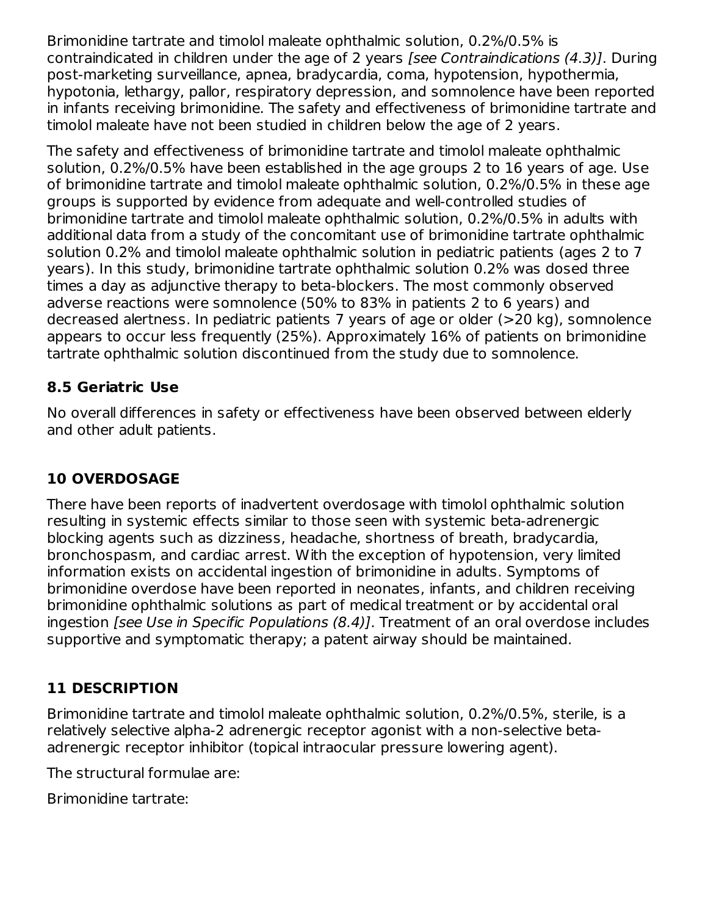Brimonidine tartrate and timolol maleate ophthalmic solution, 0.2%/0.5% is contraindicated in children under the age of 2 years *[see Contraindications (4.3)]*. During post-marketing surveillance, apnea, bradycardia, coma, hypotension, hypothermia, hypotonia, lethargy, pallor, respiratory depression, and somnolence have been reported in infants receiving brimonidine. The safety and effectiveness of brimonidine tartrate and timolol maleate have not been studied in children below the age of 2 years.

The safety and effectiveness of brimonidine tartrate and timolol maleate ophthalmic solution, 0.2%/0.5% have been established in the age groups 2 to 16 years of age. Use of brimonidine tartrate and timolol maleate ophthalmic solution, 0.2%/0.5% in these age groups is supported by evidence from adequate and well-controlled studies of brimonidine tartrate and timolol maleate ophthalmic solution, 0.2%/0.5% in adults with additional data from a study of the concomitant use of brimonidine tartrate ophthalmic solution 0.2% and timolol maleate ophthalmic solution in pediatric patients (ages 2 to 7 years). In this study, brimonidine tartrate ophthalmic solution 0.2% was dosed three times a day as adjunctive therapy to beta-blockers. The most commonly observed adverse reactions were somnolence (50% to 83% in patients 2 to 6 years) and decreased alertness. In pediatric patients 7 years of age or older (>20 kg), somnolence appears to occur less frequently (25%). Approximately 16% of patients on brimonidine tartrate ophthalmic solution discontinued from the study due to somnolence.

### 8.5 Geriatric Use

No overall differences in safety or effectiveness have been observed between elderly and other adult patients.

## 10 OVERDOSAGE

There have been reports of inadvertent overdosage with timolol ophthalmic solution resulting in systemic effects similar to those seen with systemic beta-adrenergic blocking agents such as dizziness, headache, shortness of breath, bradycardia, bronchospasm, and cardiac arrest. With the exception of hypotension, very limited information exists on accidental ingestion of brimonidine in adults. Symptoms of brimonidine overdose have been reported in neonates, infants, and children receiving brimonidine ophthalmic solutions as part of medical treatment or by accidental oral ingestion *[see Use in Specific Populations (8.4)]*. Treatment of an oral overdose includes supportive and symptomatic therapy; a patent airway should be maintained.

## 11 DESCRIPTION

Brimonidine tartrate and timolol maleate ophthalmic solution, 0.2%/0.5%, sterile, is a relatively selective alpha-2 adrenergic receptor agonist with a non-selective beta-adrenergic receptor inhibitor (topical intraocular pressure lowering agent).

The structural formulae are:

Brimonidine tartrate: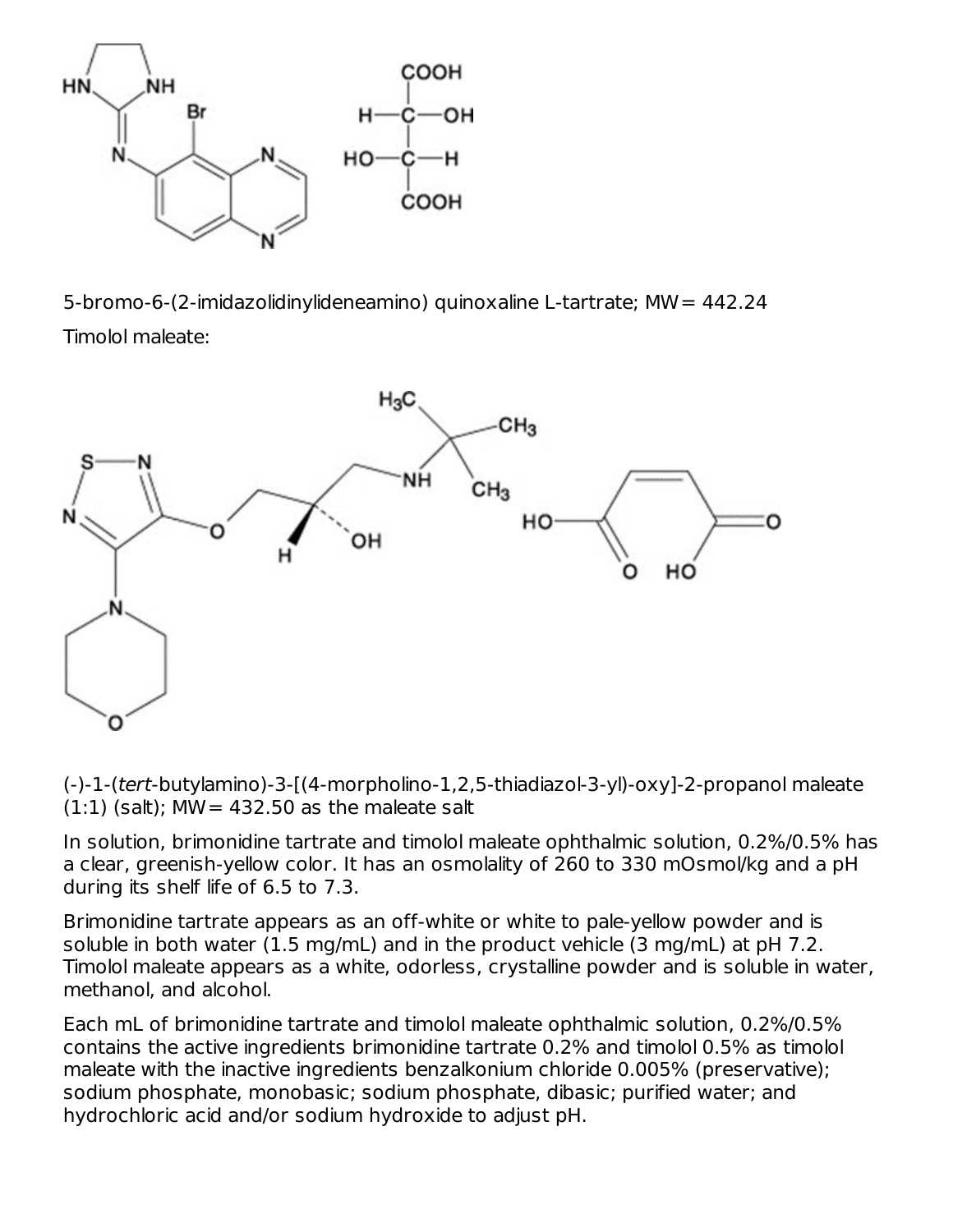5-bromo-6-(2-imidazolidinylideneamino) quinoxaline L-tartrate; MW= 442.24

Timolol maleate:

(-)-1-(*tert*-butylamino)-3-[(4-morpholino-1,2,5-thiadiazol-3-yl)-oxy]-2-propanol maleate (1:1) (salt); MW= 432.50 as the maleate salt

In solution, brimonidine tartrate and timolol maleate ophthalmic solution, 0.2%/0.5% has a clear, greenish-yellow color. It has an osmolality of 260 to 330 mOsmol/kg and a pH during its shelf life of 6.5 to 7.3.

Brimonidine tartrate appears as an off-white or white to pale-yellow powder and is soluble in both water (1.5 mg/mL) and in the product vehicle (3 mg/mL) at pH 7.2. Timolol maleate appears as a white, odorless, crystalline powder and is soluble in water, methanol, and alcohol.

Each mL of brimonidine tartrate and timolol maleate ophthalmic solution, 0.2%/0.5% contains the active ingredients brimonidine tartrate 0.2% and timolol 0.5% as timolol maleate with the inactive ingredients benzalkonium chloride 0.005% (preservative); sodium phosphate, monobasic; sodium phosphate, dibasic; purified water; and hydrochloric acid and/or sodium hydroxide to adjust pH.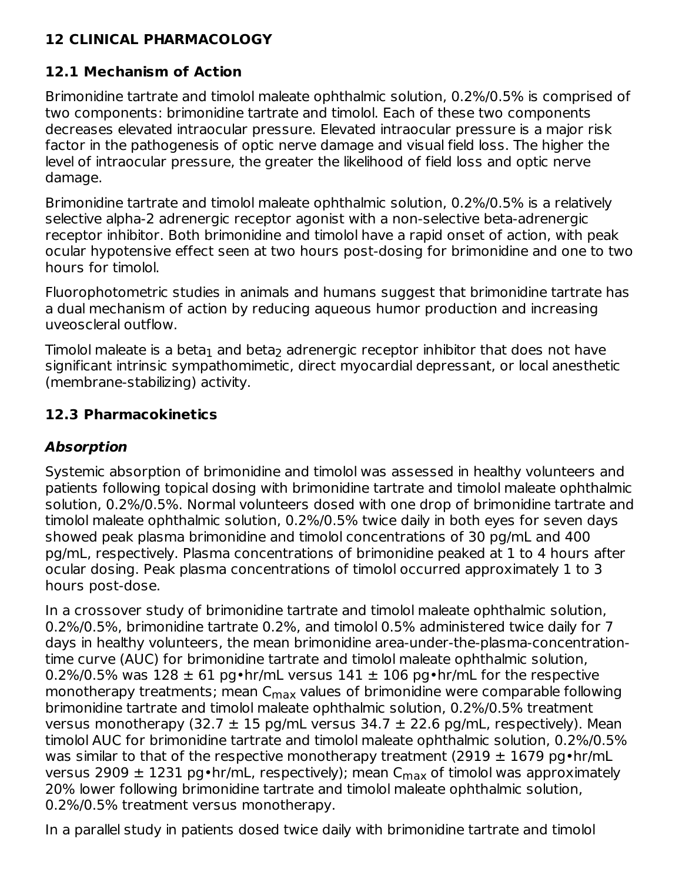## 12 CLINICAL PHARMACOLOGY

### 12.1 Mechanism of Action

Brimonidine tartrate and timolol maleate ophthalmic solution, 0.2%/0.5% is comprised of two components: brimonidine tartrate and timolol. Each of these two components decreases elevated intraocular pressure. Elevated intraocular pressure is a major risk factor in the pathogenesis of optic nerve damage and visual field loss. The higher the level of intraocular pressure, the greater the likelihood of field loss and optic nerve damage.

Brimonidine tartrate and timolol maleate ophthalmic solution, 0.2%/0.5% is a relatively selective alpha-2 adrenergic receptor agonist with a non-selective beta-adrenergic receptor inhibitor. Both brimonidine and timolol have a rapid onset of action, with peak ocular hypotensive effect seen at two hours post-dosing for brimonidine and one to two hours for timolol.

Fluorophotometric studies in animals and humans suggest that brimonidine tartrate has a dual mechanism of action by reducing aqueous humor production and increasing uveoscleral outflow.

Timolol maleate is a $beta_1$ and $beta_2$ adrenergic receptor inhibitor that does not have significant intrinsic sympathomimetic, direct myocardial depressant, or local anesthetic (membrane-stabilizing) activity.

### 12.3 Pharmacokinetics

***Absorption***

Systemic absorption of brimonidine and timolol was assessed in healthy volunteers and patients following topical dosing with brimonidine tartrate and timolol maleate ophthalmic solution, 0.2%/0.5%. Normal volunteers dosed with one drop of brimonidine tartrate and timolol maleate ophthalmic solution, 0.2%/0.5% twice daily in both eyes for seven days showed peak plasma brimonidine and timolol concentrations of 30 pg/mL and 400 pg/mL, respectively. Plasma concentrations of brimonidine peaked at 1 to 4 hours after ocular dosing. Peak plasma concentrations of timolol occurred approximately 1 to 3 hours post-dose.

In a crossover study of brimonidine tartrate and timolol maleate ophthalmic solution, 0.2%/0.5%, brimonidine tartrate 0.2%, and timolol 0.5% administered twice daily for 7 days in healthy volunteers, the mean brimonidine area-under-the-plasma-concentration-time curve (AUC) for brimonidine tartrate and timolol maleate ophthalmic solution, 0.2%/0.5% was 128 ± 61 pg•hr/mL versus 141 ± 106 pg•hr/mL for the respective monotherapy treatments; mean $C_{max}$ values of brimonidine were comparable following brimonidine tartrate and timolol maleate ophthalmic solution, 0.2%/0.5% treatment versus monotherapy (32.7 ± 15 pg/mL versus 34.7 ± 22.6 pg/mL, respectively). Mean timolol AUC for brimonidine tartrate and timolol maleate ophthalmic solution, 0.2%/0.5% was similar to that of the respective monotherapy treatment (2919 ± 1679 pg•hr/mL versus 2909 ± 1231 pg•hr/mL, respectively); mean $C_{max}$ of timolol was approximately 20% lower following brimonidine tartrate and timolol maleate ophthalmic solution, 0.2%/0.5% treatment versus monotherapy.

In a parallel study in patients dosed twice daily with brimonidine tartrate and timolol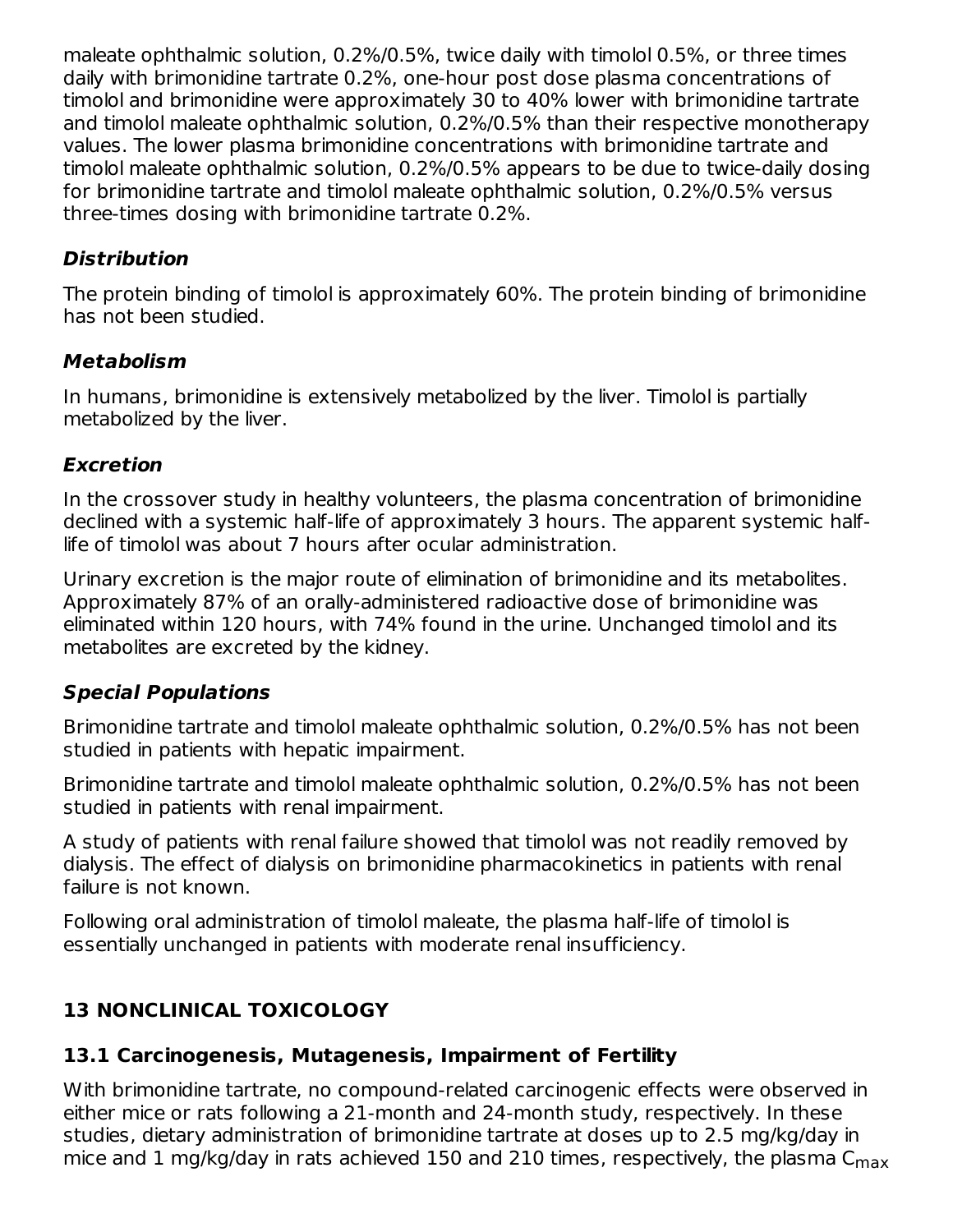maleate ophthalmic solution, 0.2%/0.5%, twice daily with timolol 0.5%, or three times daily with brimonidine tartrate 0.2%, one-hour post dose plasma concentrations of timolol and brimonidine were approximately 30 to 40% lower with brimonidine tartrate and timolol maleate ophthalmic solution, 0.2%/0.5% than their respective monotherapy values. The lower plasma brimonidine concentrations with brimonidine tartrate and timolol maleate ophthalmic solution, 0.2%/0.5% appears to be due to twice-daily dosing for brimonidine tartrate and timolol maleate ophthalmic solution, 0.2%/0.5% versus three-times dosing with brimonidine tartrate 0.2%.

***Distribution***

The protein binding of timolol is approximately 60%. The protein binding of brimonidine has not been studied.

***Metabolism***

In humans, brimonidine is extensively metabolized by the liver. Timolol is partially metabolized by the liver.

***Excretion***

In the crossover study in healthy volunteers, the plasma concentration of brimonidine declined with a systemic half-life of approximately 3 hours. The apparent systemic half-life of timolol was about 7 hours after ocular administration.

Urinary excretion is the major route of elimination of brimonidine and its metabolites. Approximately 87% of an orally-administered radioactive dose of brimonidine was eliminated within 120 hours, with 74% found in the urine. Unchanged timolol and its metabolites are excreted by the kidney.

***Special Populations***

Brimonidine tartrate and timolol maleate ophthalmic solution, 0.2%/0.5% has not been studied in patients with hepatic impairment.

Brimonidine tartrate and timolol maleate ophthalmic solution, 0.2%/0.5% has not been studied in patients with renal impairment.

A study of patients with renal failure showed that timolol was not readily removed by dialysis. The effect of dialysis on brimonidine pharmacokinetics in patients with renal failure is not known.

Following oral administration of timolol maleate, the plasma half-life of timolol is essentially unchanged in patients with moderate renal insufficiency.

## 13 NONCLINICAL TOXICOLOGY

### 13.1 Carcinogenesis, Mutagenesis, Impairment of Fertility

With brimonidine tartrate, no compound-related carcinogenic effects were observed in either mice or rats following a 21-month and 24-month study, respectively. In these studies, dietary administration of brimonidine tartrate at doses up to 2.5 mg/kg/day in mice and 1 mg/kg/day in rats achieved 150 and 210 times, respectively, the plasma $C_{max}$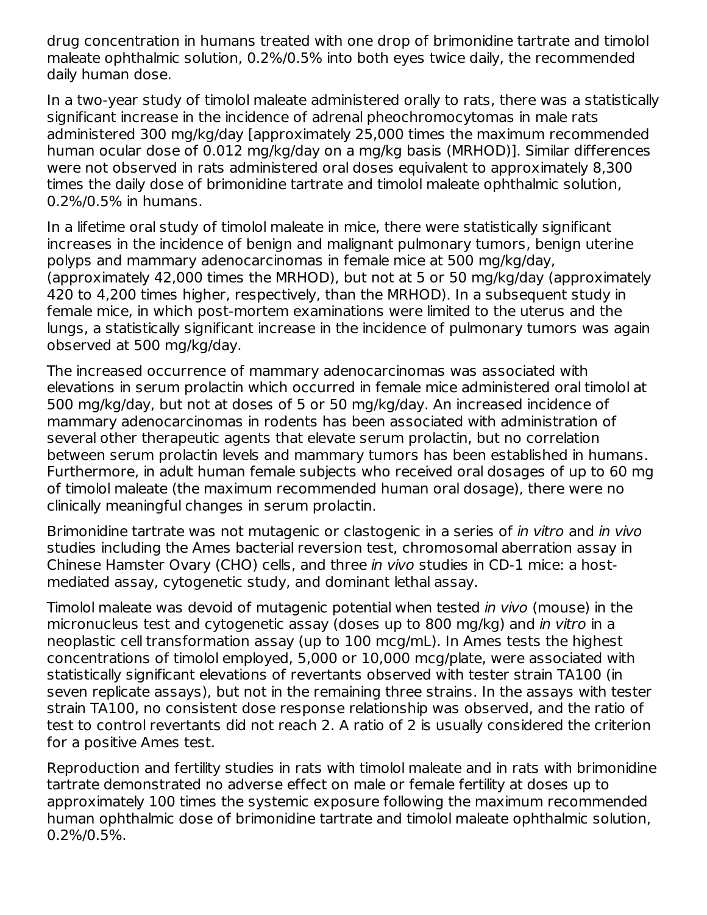drug concentration in humans treated with one drop of brimonidine tartrate and timolol maleate ophthalmic solution, 0.2%/0.5% into both eyes twice daily, the recommended daily human dose.

In a two-year study of timolol maleate administered orally to rats, there was a statistically significant increase in the incidence of adrenal pheochromocytomas in male rats administered 300 mg/kg/day [approximately 25,000 times the maximum recommended human ocular dose of 0.012 mg/kg/day on a mg/kg basis (MRHOD)]. Similar differences were not observed in rats administered oral doses equivalent to approximately 8,300 times the daily dose of brimonidine tartrate and timolol maleate ophthalmic solution, 0.2%/0.5% in humans.

In a lifetime oral study of timolol maleate in mice, there were statistically significant increases in the incidence of benign and malignant pulmonary tumors, benign uterine polyps and mammary adenocarcinomas in female mice at 500 mg/kg/day, (approximately 42,000 times the MRHOD), but not at 5 or 50 mg/kg/day (approximately 420 to 4,200 times higher, respectively, than the MRHOD). In a subsequent study in female mice, in which post-mortem examinations were limited to the uterus and the lungs, a statistically significant increase in the incidence of pulmonary tumors was again observed at 500 mg/kg/day.

The increased occurrence of mammary adenocarcinomas was associated with elevations in serum prolactin which occurred in female mice administered oral timolol at 500 mg/kg/day, but not at doses of 5 or 50 mg/kg/day. An increased incidence of mammary adenocarcinomas in rodents has been associated with administration of several other therapeutic agents that elevate serum prolactin, but no correlation between serum prolactin levels and mammary tumors has been established in humans. Furthermore, in adult human female subjects who received oral dosages of up to 60 mg of timolol maleate (the maximum recommended human oral dosage), there were no clinically meaningful changes in serum prolactin.

Brimonidine tartrate was not mutagenic or clastogenic in a series of *in vitro* and *in vivo* studies including the Ames bacterial reversion test, chromosomal aberration assay in Chinese Hamster Ovary (CHO) cells, and three *in vivo* studies in CD-1 mice: a host-mediated assay, cytogenetic study, and dominant lethal assay.

Timolol maleate was devoid of mutagenic potential when tested *in vivo* (mouse) in the micronucleus test and cytogenetic assay (doses up to 800 mg/kg) and *in vitro* in a neoplastic cell transformation assay (up to 100 mcg/mL). In Ames tests the highest concentrations of timolol employed, 5,000 or 10,000 mcg/plate, were associated with statistically significant elevations of revertants observed with tester strain TA100 (in seven replicate assays), but not in the remaining three strains. In the assays with tester strain TA100, no consistent dose response relationship was observed, and the ratio of test to control revertants did not reach 2. A ratio of 2 is usually considered the criterion for a positive Ames test.

Reproduction and fertility studies in rats with timolol maleate and in rats with brimonidine tartrate demonstrated no adverse effect on male or female fertility at doses up to approximately 100 times the systemic exposure following the maximum recommended human ophthalmic dose of brimonidine tartrate and timolol maleate ophthalmic solution, 0.2%/0.5%.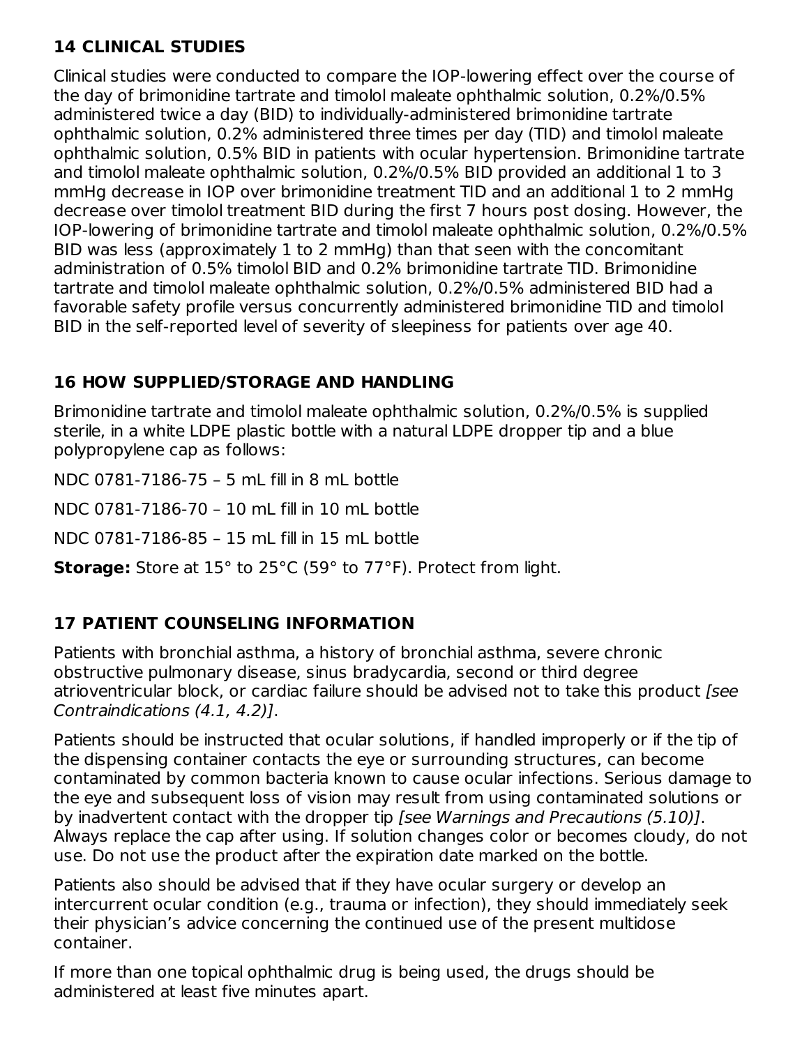## 14 CLINICAL STUDIES

Clinical studies were conducted to compare the IOP-lowering effect over the course of the day of brimonidine tartrate and timolol maleate ophthalmic solution, 0.2%/0.5% administered twice a day (BID) to individually-administered brimonidine tartrate ophthalmic solution, 0.2% administered three times per day (TID) and timolol maleate ophthalmic solution, 0.5% BID in patients with ocular hypertension. Brimonidine tartrate and timolol maleate ophthalmic solution, 0.2%/0.5% BID provided an additional 1 to 3 mmHg decrease in IOP over brimonidine treatment TID and an additional 1 to 2 mmHg decrease over timolol treatment BID during the first 7 hours post dosing. However, the IOP-lowering of brimonidine tartrate and timolol maleate ophthalmic solution, 0.2%/0.5% BID was less (approximately 1 to 2 mmHg) than that seen with the concomitant administration of 0.5% timolol BID and 0.2% brimonidine tartrate TID. Brimonidine tartrate and timolol maleate ophthalmic solution, 0.2%/0.5% administered BID had a favorable safety profile versus concurrently administered brimonidine TID and timolol BID in the self-reported level of severity of sleepiness for patients over age 40.

## 16 HOW SUPPLIED/STORAGE AND HANDLING

Brimonidine tartrate and timolol maleate ophthalmic solution, 0.2%/0.5% is supplied sterile, in a white LDPE plastic bottle with a natural LDPE dropper tip and a blue polypropylene cap as follows:

NDC 0781-7186-75 – 5 mL fill in 8 mL bottle

NDC 0781-7186-70 – 10 mL fill in 10 mL bottle

NDC 0781-7186-85 – 15 mL fill in 15 mL bottle

**Storage:** Store at 15° to 25°C (59° to 77°F). Protect from light.

## 17 PATIENT COUNSELING INFORMATION

Patients with bronchial asthma, a history of bronchial asthma, severe chronic obstructive pulmonary disease, sinus bradycardia, second or third degree atrioventricular block, or cardiac failure should be advised not to take this product *[see Contraindications (4.1, 4.2)]*.

Patients should be instructed that ocular solutions, if handled improperly or if the tip of the dispensing container contacts the eye or surrounding structures, can become contaminated by common bacteria known to cause ocular infections. Serious damage to the eye and subsequent loss of vision may result from using contaminated solutions or by inadvertent contact with the dropper tip *[see Warnings and Precautions (5.10)]*. Always replace the cap after using. If solution changes color or becomes cloudy, do not use. Do not use the product after the expiration date marked on the bottle.

Patients also should be advised that if they have ocular surgery or develop an intercurrent ocular condition (e.g., trauma or infection), they should immediately seek their physician's advice concerning the continued use of the present multidose container.

If more than one topical ophthalmic drug is being used, the drugs should be administered at least five minutes apart.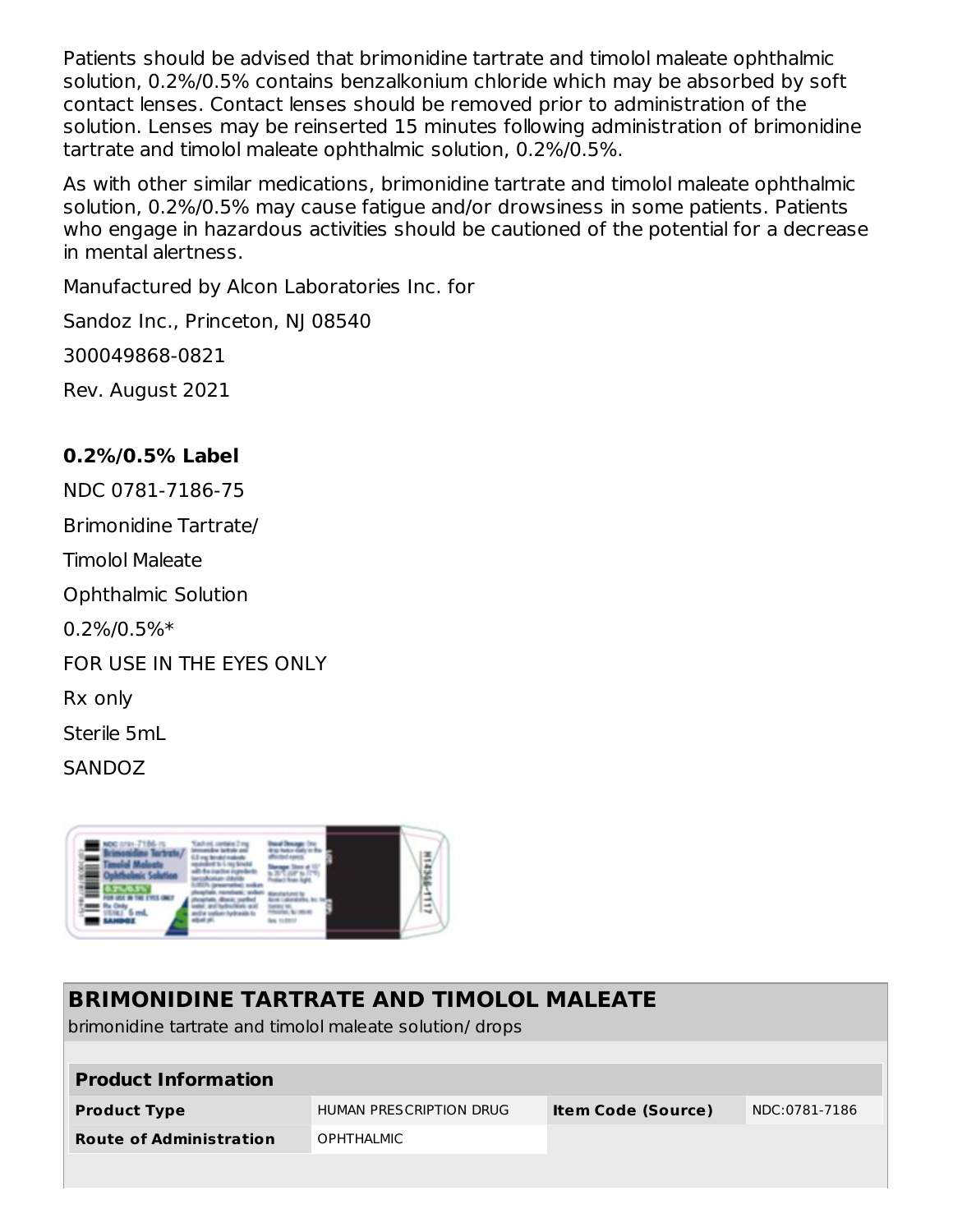Patients should be advised that brimonidine tartrate and timolol maleate ophthalmic solution, 0.2%/0.5% contains benzalkonium chloride which may be absorbed by soft contact lenses. Contact lenses should be removed prior to administration of the solution. Lenses may be reinserted 15 minutes following administration of brimonidine tartrate and timolol maleate ophthalmic solution, 0.2%/0.5%.

As with other similar medications, brimonidine tartrate and timolol maleate ophthalmic solution, 0.2%/0.5% may cause fatigue and/or drowsiness in some patients. Patients who engage in hazardous activities should be cautioned of the potential for a decrease in mental alertness.

Manufactured by Alcon Laboratories Inc. for

Sandoz Inc., Princeton, NJ 08540

300049868-0821

Rev. August 2021

**0.2%/0.5% Label**

NDC 0781-7186-75

Brimonidine Tartrate/

Timolol Maleate

Ophthalmic Solution

0.2%/0.5%*

FOR USE IN THE EYES ONLY

Rx only

Sterile 5mL

SANDOZ

## BRIMONIDINE TARTRATE AND TIMOLOL MALEATE

brimonidine tartrate and timolol maleate solution/ drops

| Product Information | | | |
|---|---|---|---|
| **Product Type** | HUMAN PRESCRIPTION DRUG | **Item Code (Source)** | NDC:0781-7186 |
| **Route of Administration** | OPHTHALMIC | | |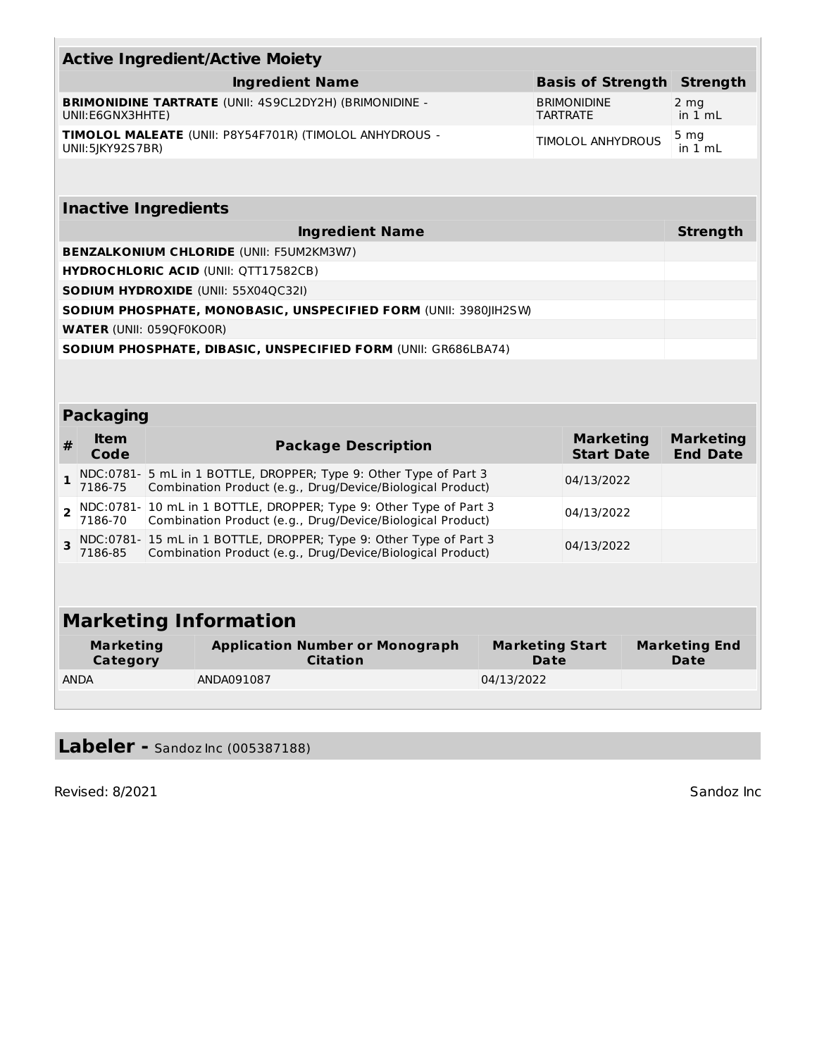| Active Ingredient/Active Moiety | | |
|---|---|---|
| **Ingredient Name** | **Basis of Strength** | **Strength** |
| **BRIMONIDINE TARTRATE** (UNII: 4S9CL2DY2H) (BRIMONIDINE - UNII:E6GNX3HHTE) | BRIMONIDINE TARTRATE | 2 mg in 1 mL |
| **TIMOLOL MALEATE** (UNII: P8Y54F701R) (TIMOLOL ANHYDROUS - UNII:5JKY92S7BR) | TIMOLOL ANHYDROUS | 5 mg in 1 mL |

| Inactive Ingredients | |
|---|---|
| **Ingredient Name** | **Strength** |
| **BENZALKONIUM CHLORIDE** (UNII: F5UM2KM3W7) | |
| **HYDROCHLORIC ACID** (UNII: QTT17582CB) | |
| **SODIUM HYDROXIDE** (UNII: 55X04QC32I) | |
| **SODIUM PHOSPHATE, MONOBASIC, UNSPECIFIED FORM** (UNII: 3980JIH2SW) | |
| **WATER** (UNII: 059QF0KO0R) | |
| **SODIUM PHOSPHATE, DIBASIC, UNSPECIFIED FORM** (UNII: GR686LBA74) | |

| Packaging | | | | |
|---|---|---|---|---|
| **#** | **Item Code** | **Package Description** | **Marketing Start Date** | **Marketing End Date** |
| 1 | NDC:0781-7186-75 | 5 mL in 1 BOTTLE, DROPPER; Type 9: Other Type of Part 3 Combination Product (e.g., Drug/Device/Biological Product) | 04/13/2022 | |
| 2 | NDC:0781-7186-70 | 10 mL in 1 BOTTLE, DROPPER; Type 9: Other Type of Part 3 Combination Product (e.g., Drug/Device/Biological Product) | 04/13/2022 | |
| 3 | NDC:0781-7186-85 | 15 mL in 1 BOTTLE, DROPPER; Type 9: Other Type of Part 3 Combination Product (e.g., Drug/Device/Biological Product) | 04/13/2022 | |

| Marketing Information | | | |
|---|---|---|---|
| **Marketing Category** | **Application Number or Monograph Citation** | **Marketing Start Date** | **Marketing End Date** |
| ANDA | ANDA091087 | 04/13/2022 | |

**Labeler -** Sandoz Inc (005387188)

Revised: 8/2021

Sandoz Inc